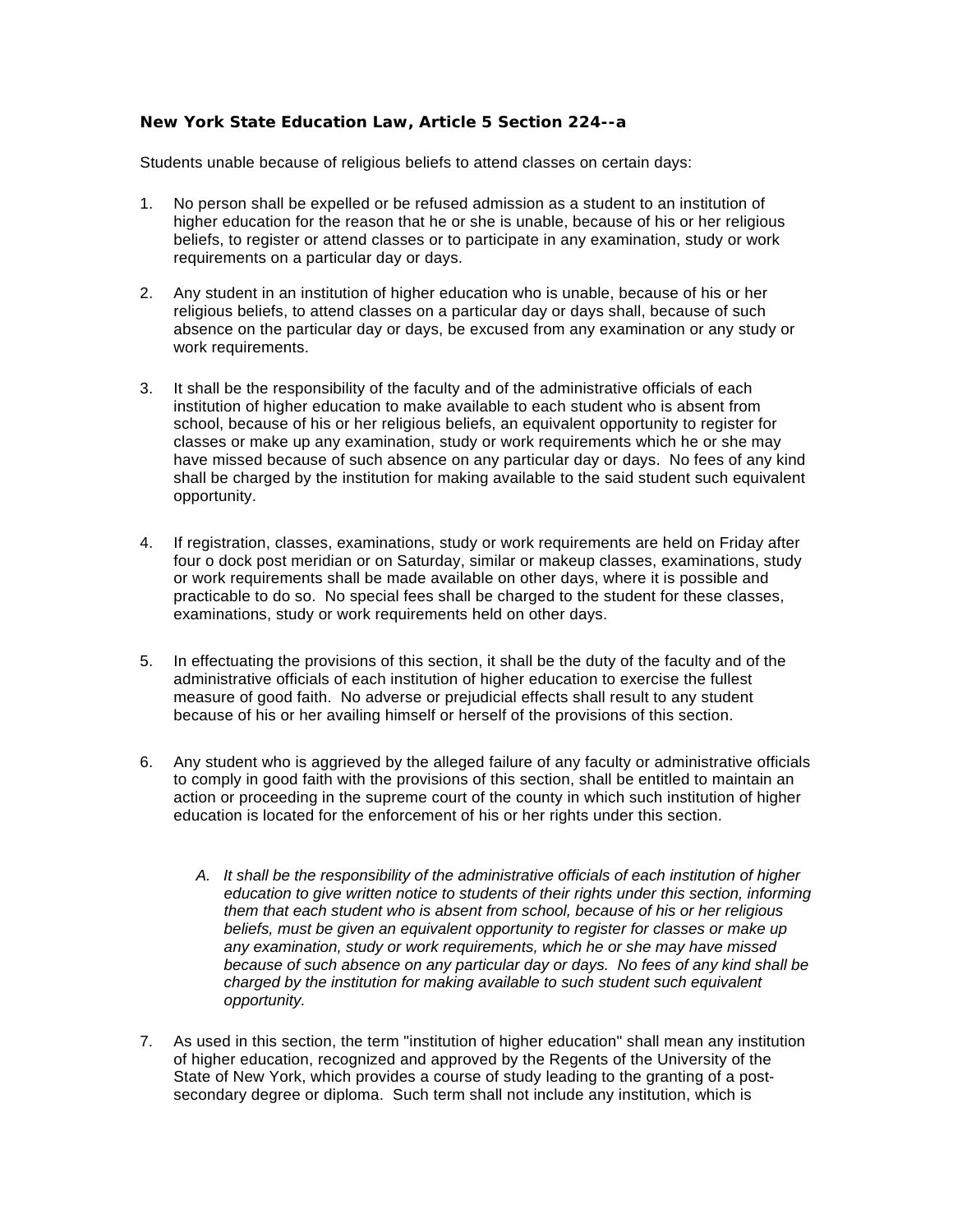**New York State Education Law, Article 5 Section 224--a**

Students unable because of religious beliefs to attend classes on certain days:

1. No person shall be expelled or be refused admission as a student to an institution of higher education for the reason that he or she is unable, because of his or her religious beliefs, to register or attend classes or to participate in any examination, study or work requirements on a particular day or days.

2. Any student in an institution of higher education who is unable, because of his or her religious beliefs, to attend classes on a particular day or days shall, because of such absence on the particular day or days, be excused from any examination or any study or work requirements.

3. It shall be the responsibility of the faculty and of the administrative officials of each institution of higher education to make available to each student who is absent from school, because of his or her religious beliefs, an equivalent opportunity to register for classes or make up any examination, study or work requirements which he or she may have missed because of such absence on any particular day or days. No fees of any kind shall be charged by the institution for making available to the said student such equivalent opportunity.

4. If registration, classes, examinations, study or work requirements are held on Friday after four o dock post meridian or on Saturday, similar or makeup classes, examinations, study or work requirements shall be made available on other days, where it is possible and practicable to do so. No special fees shall be charged to the student for these classes, examinations, study or work requirements held on other days.

5. In effectuating the provisions of this section, it shall be the duty of the faculty and of the administrative officials of each institution of higher education to exercise the fullest measure of good faith. No adverse or prejudicial effects shall result to any student because of his or her availing himself or herself of the provisions of this section.

6. Any student who is aggrieved by the alleged failure of any faculty or administrative officials to comply in good faith with the provisions of this section, shall be entitled to maintain an action or proceeding in the supreme court of the county in which such institution of higher education is located for the enforcement of his or her rights under this section.

    A. *It shall be the responsibility of the administrative officials of each institution of higher education to give written notice to students of their rights under this section, informing them that each student who is absent from school, because of his or her religious beliefs, must be given an equivalent opportunity to register for classes or make up any examination, study or work requirements, which he or she may have missed because of such absence on any particular day or days. No fees of any kind shall be charged by the institution for making available to such student such equivalent opportunity.*

7. As used in this section, the term "institution of higher education" shall mean any institution of higher education, recognized and approved by the Regents of the University of the State of New York, which provides a course of study leading to the granting of a post-secondary degree or diploma. Such term shall not include any institution, which is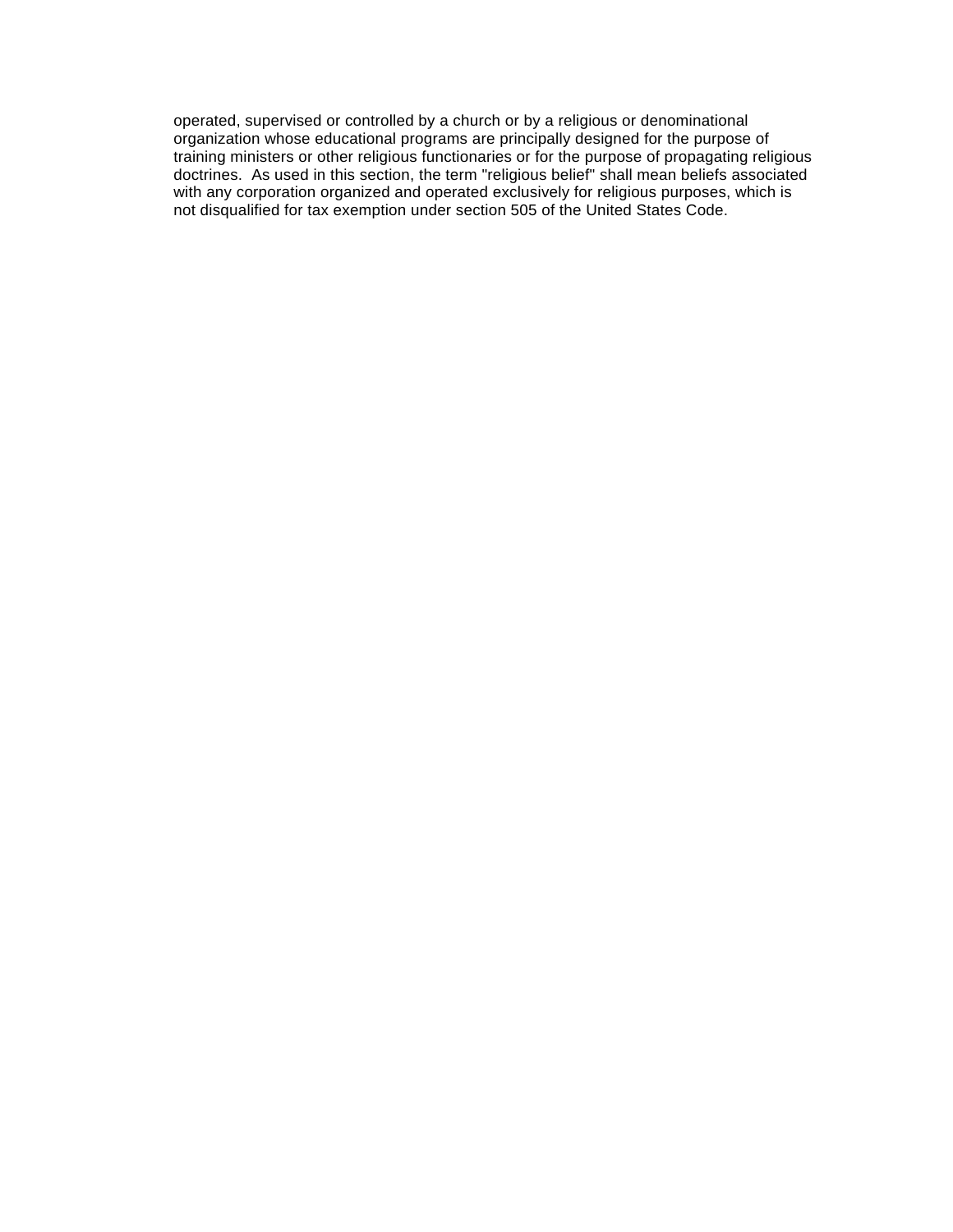operated, supervised or controlled by a church or by a religious or denominational organization whose educational programs are principally designed for the purpose of training ministers or other religious functionaries or for the purpose of propagating religious doctrines. As used in this section, the term "religious belief" shall mean beliefs associated with any corporation organized and operated exclusively for religious purposes, which is not disqualified for tax exemption under section 505 of the United States Code.